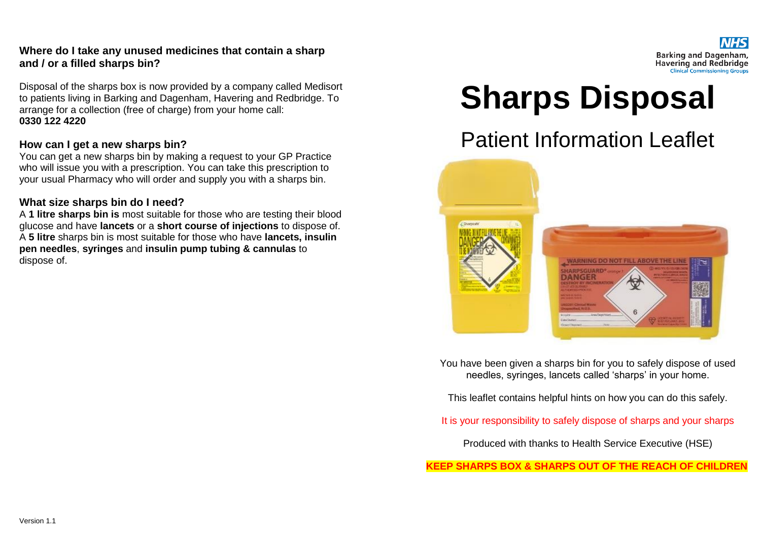## Where do I take any unused medicines that contain a sharp and / or a filled sharps bin?

Disposal of the sharps box is now provided by a company called Medisort to patients living in Barking and Dagenham, Havering and Redbridge. To arrange for a collection (free of charge) from your home call:
**0330 122 4220**

### How can I get a new sharps bin?

You can get a new sharps bin by making a request to your GP Practice who will issue you with a prescription. You can take this prescription to your usual Pharmacy who will order and supply you with a sharps bin.

### What size sharps bin do I need?

A **1 litre sharps bin is** most suitable for those who are testing their blood glucose and have **lancets** or a **short course of injections** to dispose of. A **5 litre** sharps bin is most suitable for those who have **lancets, insulin pen needles**, **syringes** and **insulin pump tubing & cannulas** to dispose of.

Version 1.1

NHS
Barking and Dagenham, Havering and Redbridge
Clinical Commissioning Groups

# Sharps Disposal

## Patient Information Leaflet

You have been given a sharps bin for you to safely dispose of used needles, syringes, lancets called 'sharps' in your home.

This leaflet contains helpful hints on how you can do this safely.

It is your responsibility to safely dispose of sharps and your sharps

Produced with thanks to Health Service Executive (HSE)

**KEEP SHARPS BOX & SHARPS OUT OF THE REACH OF CHILDREN**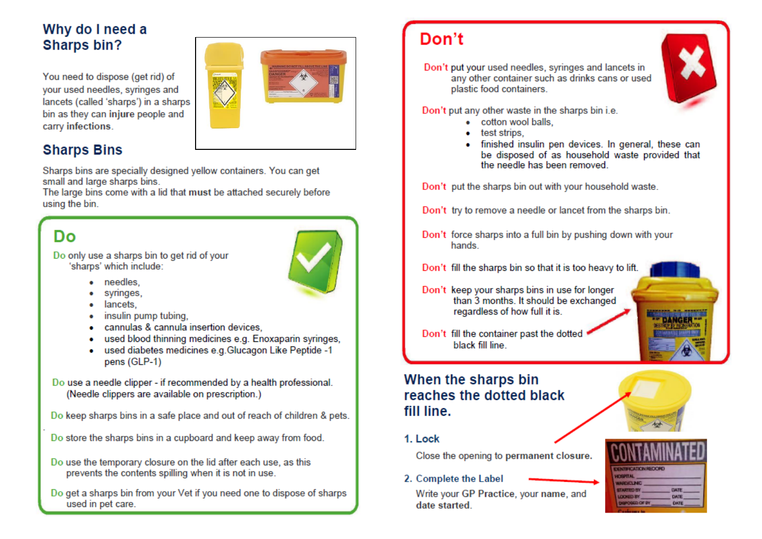## Why do I need a Sharps bin?

You need to dispose (get rid) of your used needles, syringes and lancets (called 'sharps') in a sharps bin as they can **injure** people and carry **infections**.

## Sharps Bins

Sharps bins are specially designed yellow containers. You can get small and large sharps bins.
The large bins come with a lid that **must** be attached securely before using the bin.

## Do

Do only use a sharps bin to get rid of your 'sharps' which include:

- needles,
- syringes,
- lancets,
- insulin pump tubing,
- cannulas & cannula insertion devices,
- used blood thinning medicines e.g. Enoxaparin syringes,
- used diabetes medicines e.g.Glucagon Like Peptide -1 pens (GLP-1)

Do use a needle clipper - if recommended by a health professional. (Needle clippers are available on prescription.)

Do keep sharps bins in a safe place and out of reach of children & pets.

Do store the sharps bins in a cupboard and keep away from food.

Do use the temporary closure on the lid after each use, as this prevents the contents spilling when it is not in use.

Do get a sharps bin from your Vet if you need one to dispose of sharps used in pet care.

## Don't

Don't put your used needles, syringes and lancets in any other container such as drinks cans or used plastic food containers.

Don't put any other waste in the sharps bin i.e.

- cotton wool balls,
- test strips,
- finished insulin pen devices. In general, these can be disposed of as household waste provided that the needle has been removed.

Don't put the sharps bin out with your household waste.

Don't try to remove a needle or lancet from the sharps bin.

Don't force sharps into a full bin by pushing down with your hands.

Don't fill the sharps bin so that it is too heavy to lift.

Don't keep your sharps bins in use for longer than 3 months. It should be exchanged regardless of how full it is.

Don't fill the container past the dotted black fill line.

## When the sharps bin reaches the dotted black fill line.

**1. Lock**

Close the opening to **permanent closure.**

**2. Complete the Label**

Write your **GP Practice**, your **name**, and **date started**.